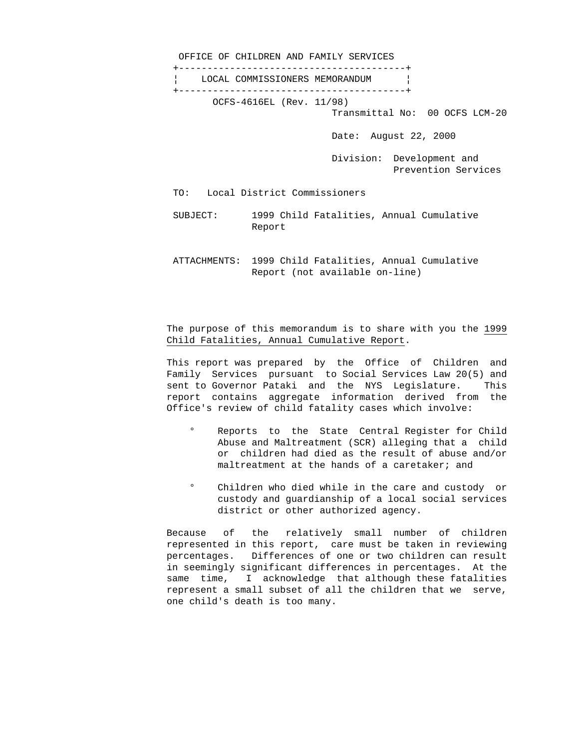OFFICE OF CHILDREN AND FAMILY SERVICES

# LOCAL COMMISSIONERS MEMORANDUM

OCFS-4616EL (Rev. 11/98)

Transmittal No: 00 OCFS LCM-20

Date: August 22, 2000

Division: Development and Prevention Services

TO: Local District Commissioners

SUBJECT: 1999 Child Fatalities, Annual Cumulative Report

ATTACHMENTS: 1999 Child Fatalities, Annual Cumulative Report (not available on-line)

The purpose of this memorandum is to share with you the 1999 Child Fatalities, Annual Cumulative Report.

This report was prepared by the Office of Children and Family Services pursuant to Social Services Law 20(5) and sent to Governor Pataki and the NYS Legislature. This report contains aggregate information derived from the Office's review of child fatality cases which involve:

- Reports to the State Central Register for Child Abuse and Maltreatment (SCR) alleging that a child or children had died as the result of abuse and/or maltreatment at the hands of a caretaker; and
- Children who died while in the care and custody or custody and guardianship of a local social services district or other authorized agency.

Because of the relatively small number of children represented in this report, care must be taken in reviewing percentages. Differences of one or two children can result in seemingly significant differences in percentages. At the same time, I acknowledge that although these fatalities represent a small subset of all the children that we serve, one child's death is too many.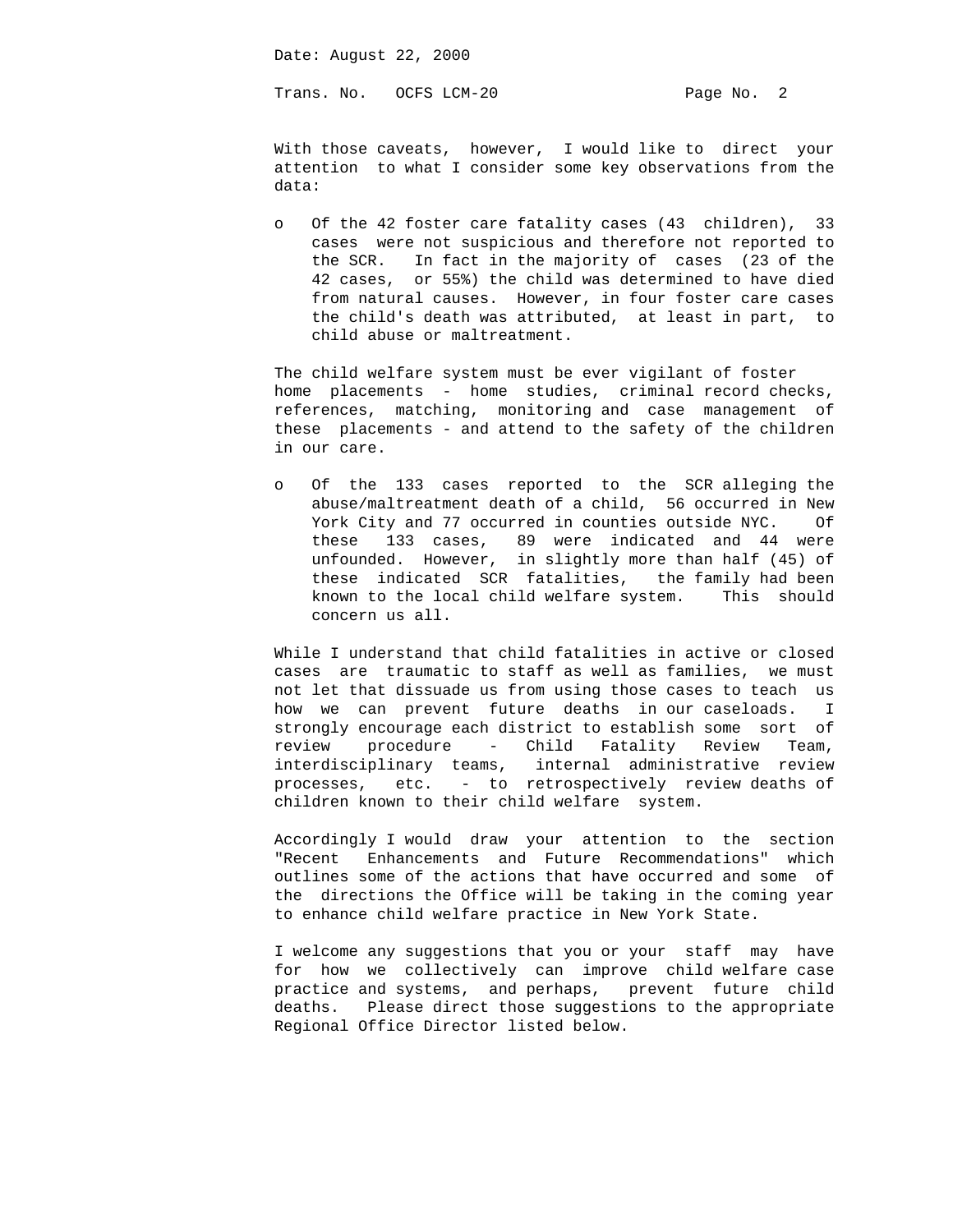With those caveats, however, I would like to direct your attention to what I consider some key observations from the data:

- Of the 42 foster care fatality cases (43 children), 33 cases were not suspicious and therefore not reported to the SCR. In fact in the majority of cases (23 of the 42 cases, or 55%) the child was determined to have died from natural causes. However, in four foster care cases the child's death was attributed, at least in part, to child abuse or maltreatment.

The child welfare system must be ever vigilant of foster home placements - home studies, criminal record checks, references, matching, monitoring and case management of these placements - and attend to the safety of the children in our care.

- Of the 133 cases reported to the SCR alleging the abuse/maltreatment death of a child, 56 occurred in New York City and 77 occurred in counties outside NYC. Of these 133 cases, 89 were indicated and 44 were unfounded. However, in slightly more than half (45) of these indicated SCR fatalities, the family had been known to the local child welfare system. This should concern us all.

While I understand that child fatalities in active or closed cases are traumatic to staff as well as families, we must not let that dissuade us from using those cases to teach us how we can prevent future deaths in our caseloads. I strongly encourage each district to establish some sort of review procedure - Child Fatality Review Team, interdisciplinary teams, internal administrative review processes, etc. - to retrospectively review deaths of children known to their child welfare system.

Accordingly I would draw your attention to the section "Recent Enhancements and Future Recommendations" which outlines some of the actions that have occurred and some of the directions the Office will be taking in the coming year to enhance child welfare practice in New York State.

I welcome any suggestions that you or your staff may have for how we collectively can improve child welfare case practice and systems, and perhaps, prevent future child deaths. Please direct those suggestions to the appropriate Regional Office Director listed below.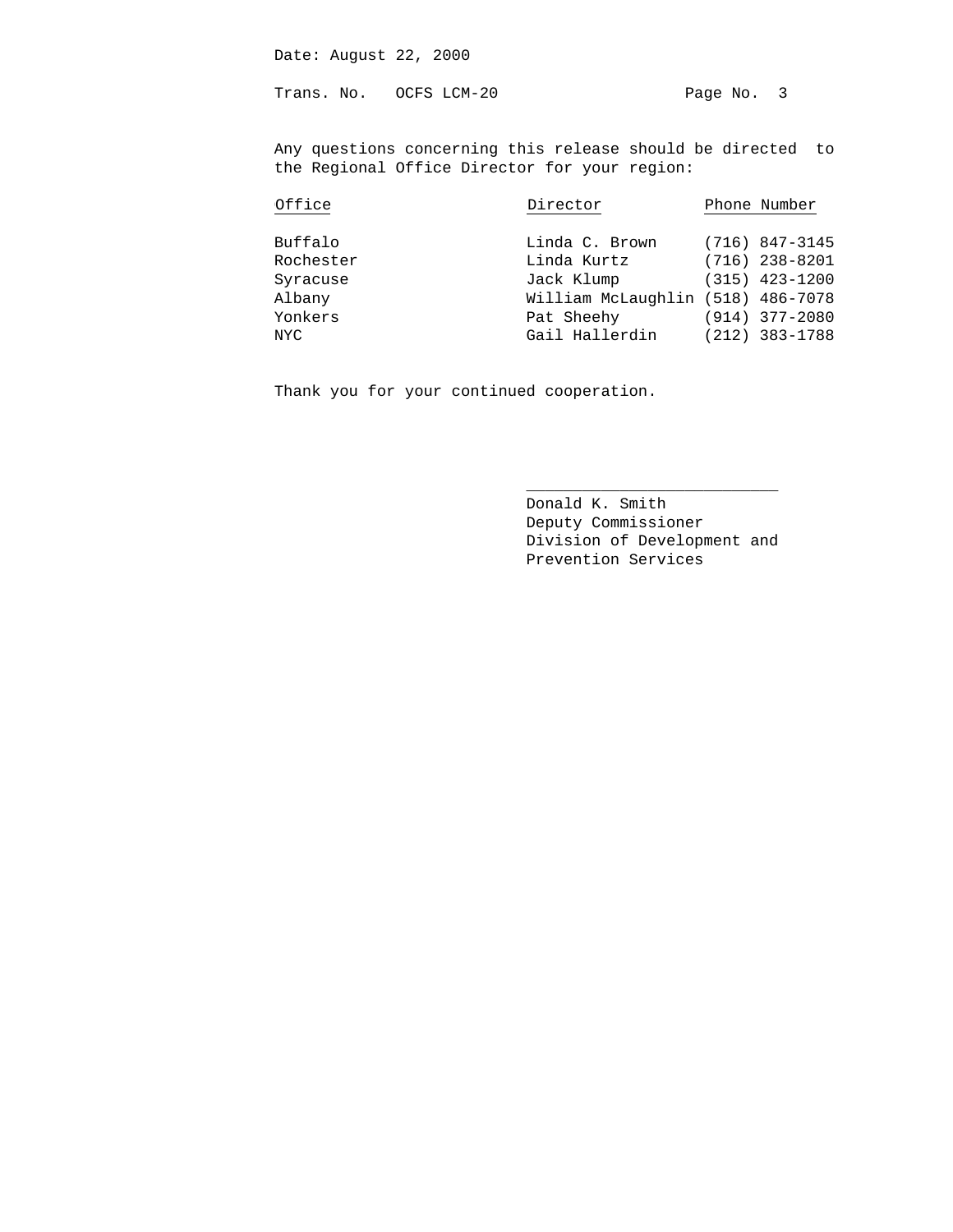Date: August 22, 2000

Trans. No. OCFS LCM-20

Any questions concerning this release should be directed to the Regional Office Director for your region:

| Office | Director | Phone Number |
|---|---|---|
| Buffalo | Linda C. Brown | (716) 847-3145 |
| Rochester | Linda Kurtz | (716) 238-8201 |
| Syracuse | Jack Klump | (315) 423-1200 |
| Albany | William McLaughlin | (518) 486-7078 |
| Yonkers | Pat Sheehy | (914) 377-2080 |
| NYC | Gail Hallerdin | (212) 383-1788 |

Thank you for your continued cooperation.

Donald K. Smith
Deputy Commissioner
Division of Development and
Prevention Services